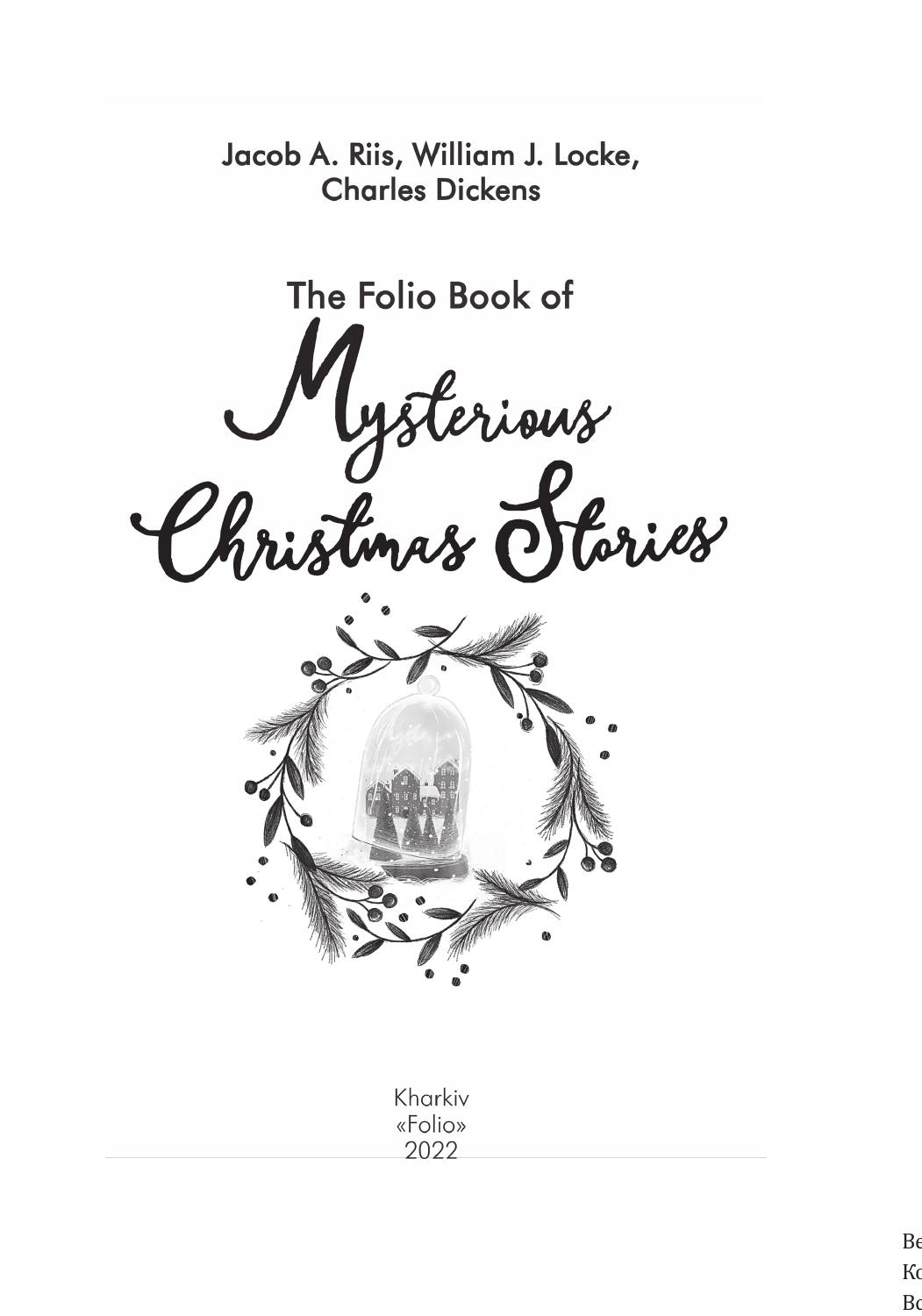Jacob A. Riis, William J. Locke,
Charles Dickens

# The Folio Book of Mysterious Christmas Stories

Kharkiv
«Folio»
2022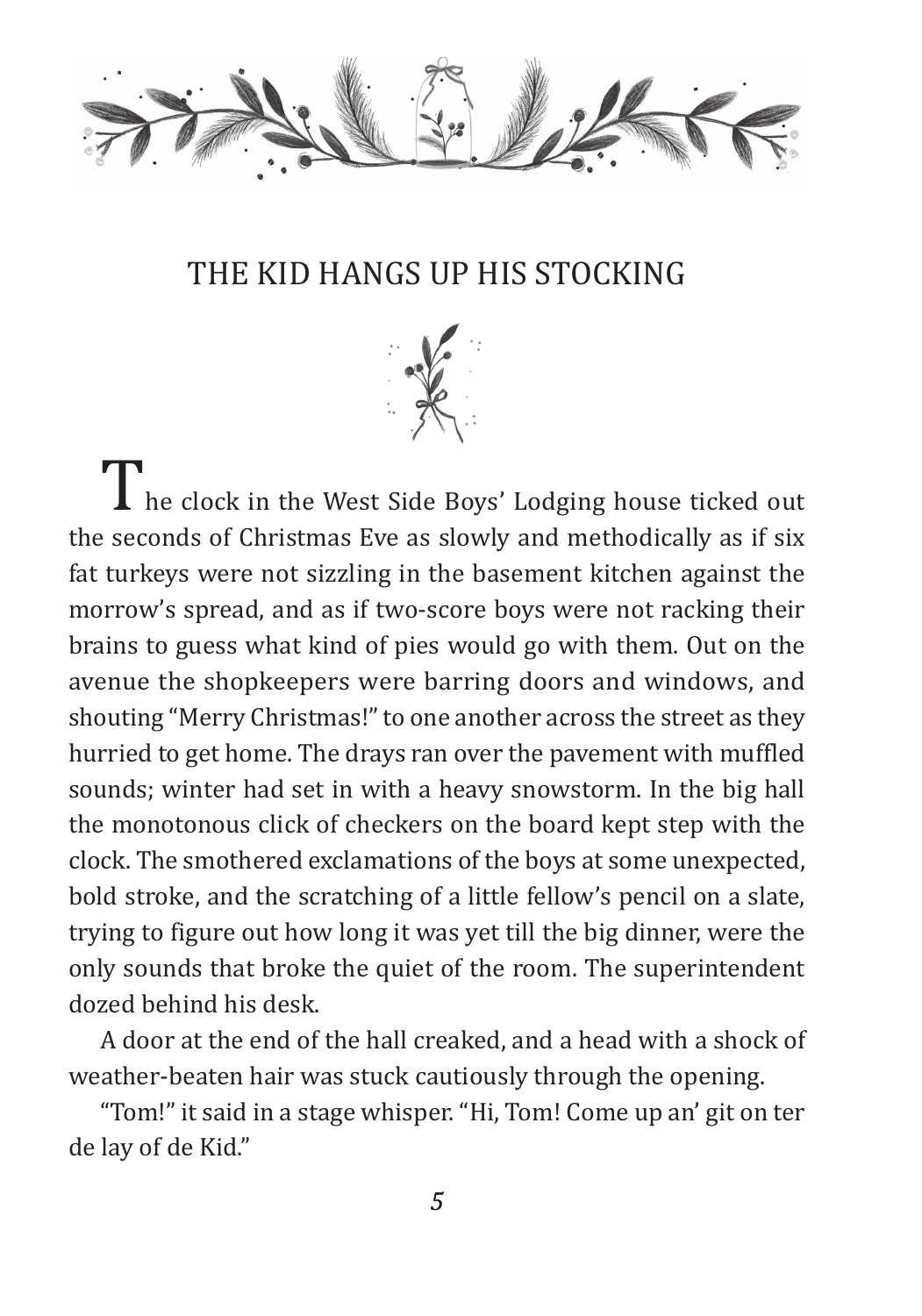# THE KID HANGS UP HIS STOCKING

The clock in the West Side Boys' Lodging house ticked out the seconds of Christmas Eve as slowly and methodically as if six fat turkeys were not sizzling in the basement kitchen against the morrow's spread, and as if two-score boys were not racking their brains to guess what kind of pies would go with them. Out on the avenue the shopkeepers were barring doors and windows, and shouting "Merry Christmas!" to one another across the street as they hurried to get home. The drays ran over the pavement with muffled sounds; winter had set in with a heavy snowstorm. In the big hall the monotonous click of checkers on the board kept step with the clock. The smothered exclamations of the boys at some unexpected, bold stroke, and the scratching of a little fellow's pencil on a slate, trying to figure out how long it was yet till the big dinner, were the only sounds that broke the quiet of the room. The superintendent dozed behind his desk.

A door at the end of the hall creaked, and a head with a shock of weather-beaten hair was stuck cautiously through the opening.

"Tom!" it said in a stage whisper. "Hi, Tom! Come up an' git on ter de lay of de Kid."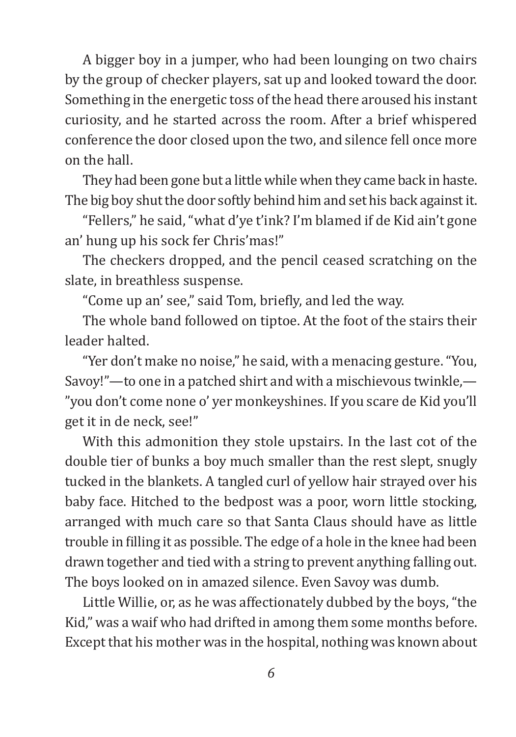A bigger boy in a jumper, who had been lounging on two chairs by the group of checker players, sat up and looked toward the door. Something in the energetic toss of the head there aroused his instant curiosity, and he started across the room. After a brief whispered conference the door closed upon the two, and silence fell once more on the hall.

They had been gone but a little while when they came back in haste. The big boy shut the door softly behind him and set his back against it.

“Fellers,” he said, “what d’ye t’ink? I’m blamed if de Kid ain’t gone an’ hung up his sock fer Chris’mas!”

The checkers dropped, and the pencil ceased scratching on the slate, in breathless suspense.

“Come up an’ see,” said Tom, briefly, and led the way.

The whole band followed on tiptoe. At the foot of the stairs their leader halted.

“Yer don’t make no noise,” he said, with a menacing gesture. “You, Savoy!”—to one in a patched shirt and with a mischievous twinkle,—”you don’t come none o’ yer monkeyshines. If you scare de Kid you’ll get it in de neck, see!”

With this admonition they stole upstairs. In the last cot of the double tier of bunks a boy much smaller than the rest slept, snugly tucked in the blankets. A tangled curl of yellow hair strayed over his baby face. Hitched to the bedpost was a poor, worn little stocking, arranged with much care so that Santa Claus should have as little trouble in filling it as possible. The edge of a hole in the knee had been drawn together and tied with a string to prevent anything falling out. The boys looked on in amazed silence. Even Savoy was dumb.

Little Willie, or, as he was affectionately dubbed by the boys, “the Kid,” was a waif who had drifted in among them some months before. Except that his mother was in the hospital, nothing was known about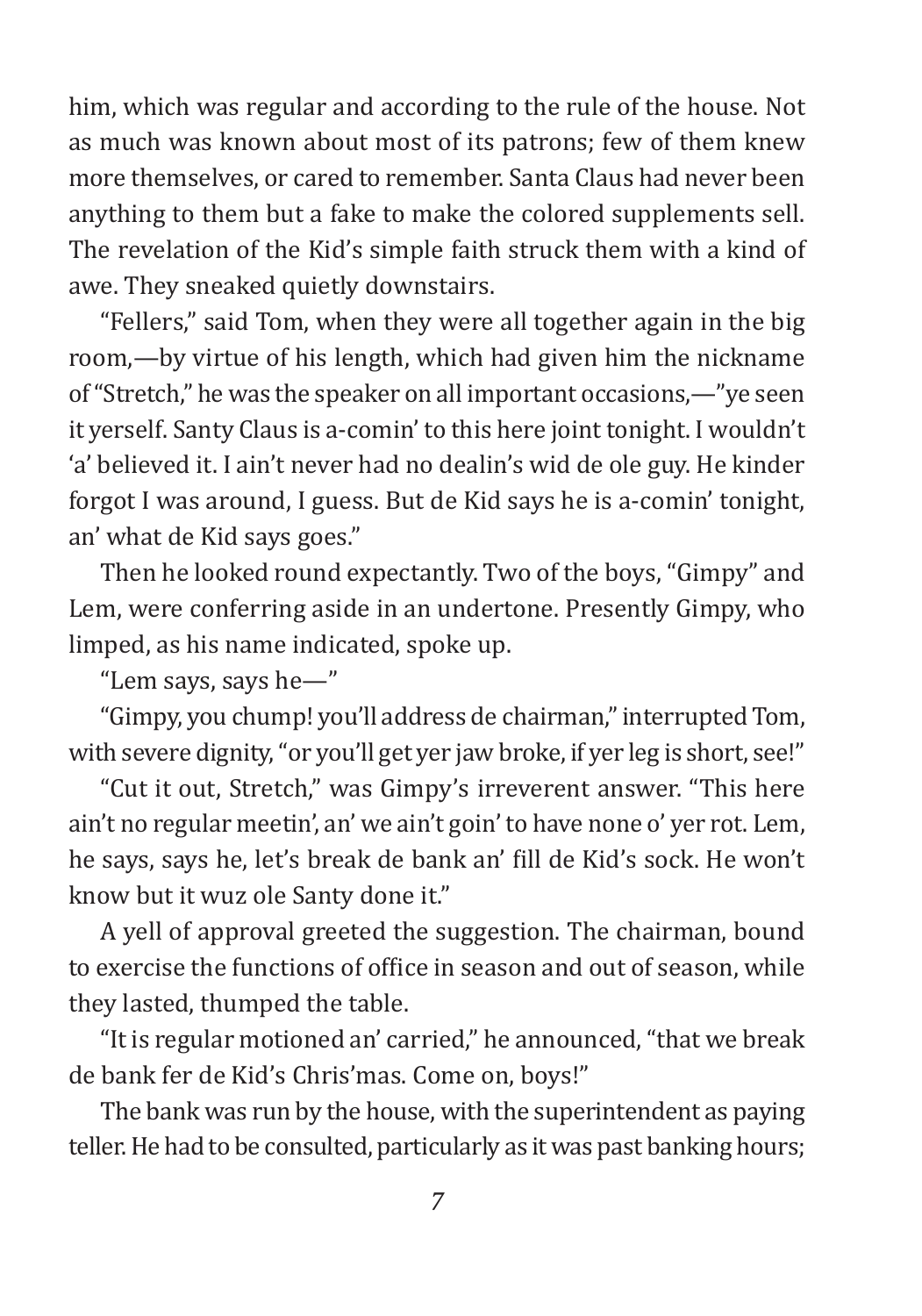him, which was regular and according to the rule of the house. Not as much was known about most of its patrons; few of them knew more themselves, or cared to remember. Santa Claus had never been anything to them but a fake to make the colored supplements sell. The revelation of the Kid's simple faith struck them with a kind of awe. They sneaked quietly downstairs.

"Fellers," said Tom, when they were all together again in the big room,—by virtue of his length, which had given him the nickname of "Stretch," he was the speaker on all important occasions,—"ye seen it yerself. Santy Claus is a-comin' to this here joint tonight. I wouldn't 'a' believed it. I ain't never had no dealin's wid de ole guy. He kinder forgot I was around, I guess. But de Kid says he is a-comin' tonight, an' what de Kid says goes."

Then he looked round expectantly. Two of the boys, "Gimpy" and Lem, were conferring aside in an undertone. Presently Gimpy, who limped, as his name indicated, spoke up.

"Lem says, says he—"

"Gimpy, you chump! you'll address de chairman," interrupted Tom, with severe dignity, "or you'll get yer jaw broke, if yer leg is short, see!"

"Cut it out, Stretch," was Gimpy's irreverent answer. "This here ain't no regular meetin', an' we ain't goin' to have none o' yer rot. Lem, he says, says he, let's break de bank an' fill de Kid's sock. He won't know but it wuz ole Santy done it."

A yell of approval greeted the suggestion. The chairman, bound to exercise the functions of office in season and out of season, while they lasted, thumped the table.

"It is regular motioned an' carried," he announced, "that we break de bank fer de Kid's Chris'mas. Come on, boys!"

The bank was run by the house, with the superintendent as paying teller. He had to be consulted, particularly as it was past banking hours;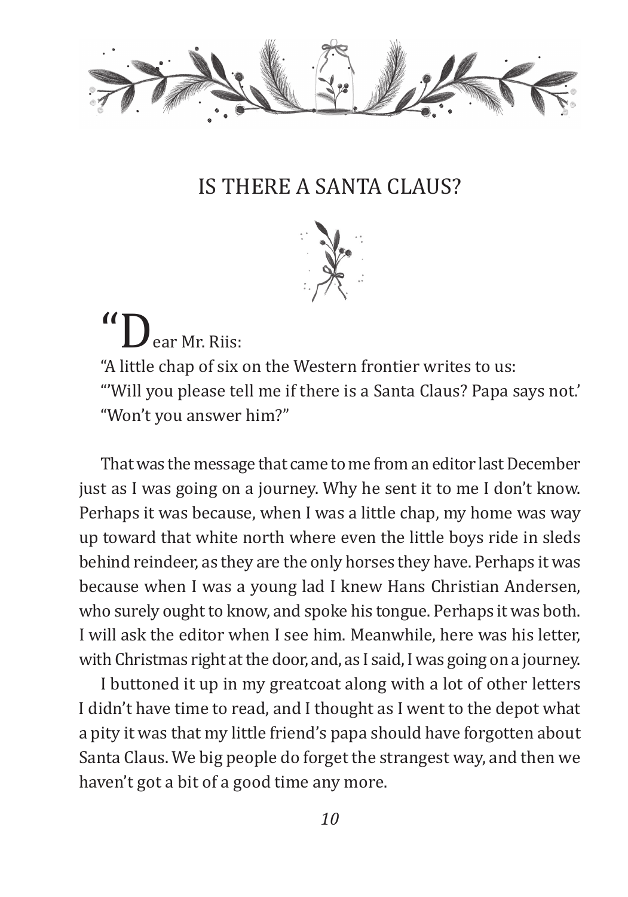# IS THERE A SANTA CLAUS?

"Dear Mr. Riis:

"A little chap of six on the Western frontier writes to us:

"'Will you please tell me if there is a Santa Claus? Papa says not.'

"Won't you answer him?"

That was the message that came to me from an editor last December just as I was going on a journey. Why he sent it to me I don't know. Perhaps it was because, when I was a little chap, my home was way up toward that white north where even the little boys ride in sleds behind reindeer, as they are the only horses they have. Perhaps it was because when I was a young lad I knew Hans Christian Andersen, who surely ought to know, and spoke his tongue. Perhaps it was both. I will ask the editor when I see him. Meanwhile, here was his letter, with Christmas right at the door, and, as I said, I was going on a journey.

I buttoned it up in my greatcoat along with a lot of other letters I didn't have time to read, and I thought as I went to the depot what a pity it was that my little friend's papa should have forgotten about Santa Claus. We big people do forget the strangest way, and then we haven't got a bit of a good time any more.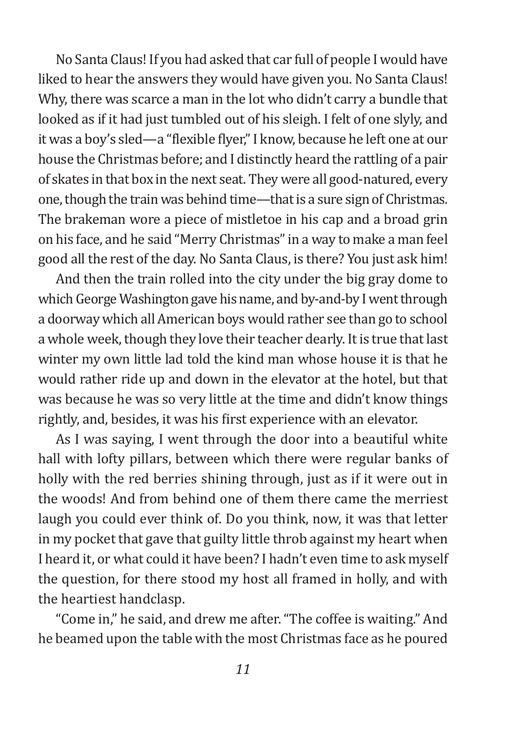No Santa Claus! If you had asked that car full of people I would have liked to hear the answers they would have given you. No Santa Claus! Why, there was scarce a man in the lot who didn't carry a bundle that looked as if it had just tumbled out of his sleigh. I felt of one slyly, and it was a boy's sled—a "flexible flyer," I know, because he left one at our house the Christmas before; and I distinctly heard the rattling of a pair of skates in that box in the next seat. They were all good-natured, every one, though the train was behind time—that is a sure sign of Christmas. The brakeman wore a piece of mistletoe in his cap and a broad grin on his face, and he said "Merry Christmas" in a way to make a man feel good all the rest of the day. No Santa Claus, is there? You just ask him!

And then the train rolled into the city under the big gray dome to which George Washington gave his name, and by-and-by I went through a doorway which all American boys would rather see than go to school a whole week, though they love their teacher dearly. It is true that last winter my own little lad told the kind man whose house it is that he would rather ride up and down in the elevator at the hotel, but that was because he was so very little at the time and didn't know things rightly, and, besides, it was his first experience with an elevator.

As I was saying, I went through the door into a beautiful white hall with lofty pillars, between which there were regular banks of holly with the red berries shining through, just as if it were out in the woods! And from behind one of them there came the merriest laugh you could ever think of. Do you think, now, it was that letter in my pocket that gave that guilty little throb against my heart when I heard it, or what could it have been? I hadn't even time to ask myself the question, for there stood my host all framed in holly, and with the heartiest handclasp.

"Come in," he said, and drew me after. "The coffee is waiting." And he beamed upon the table with the most Christmas face as he poured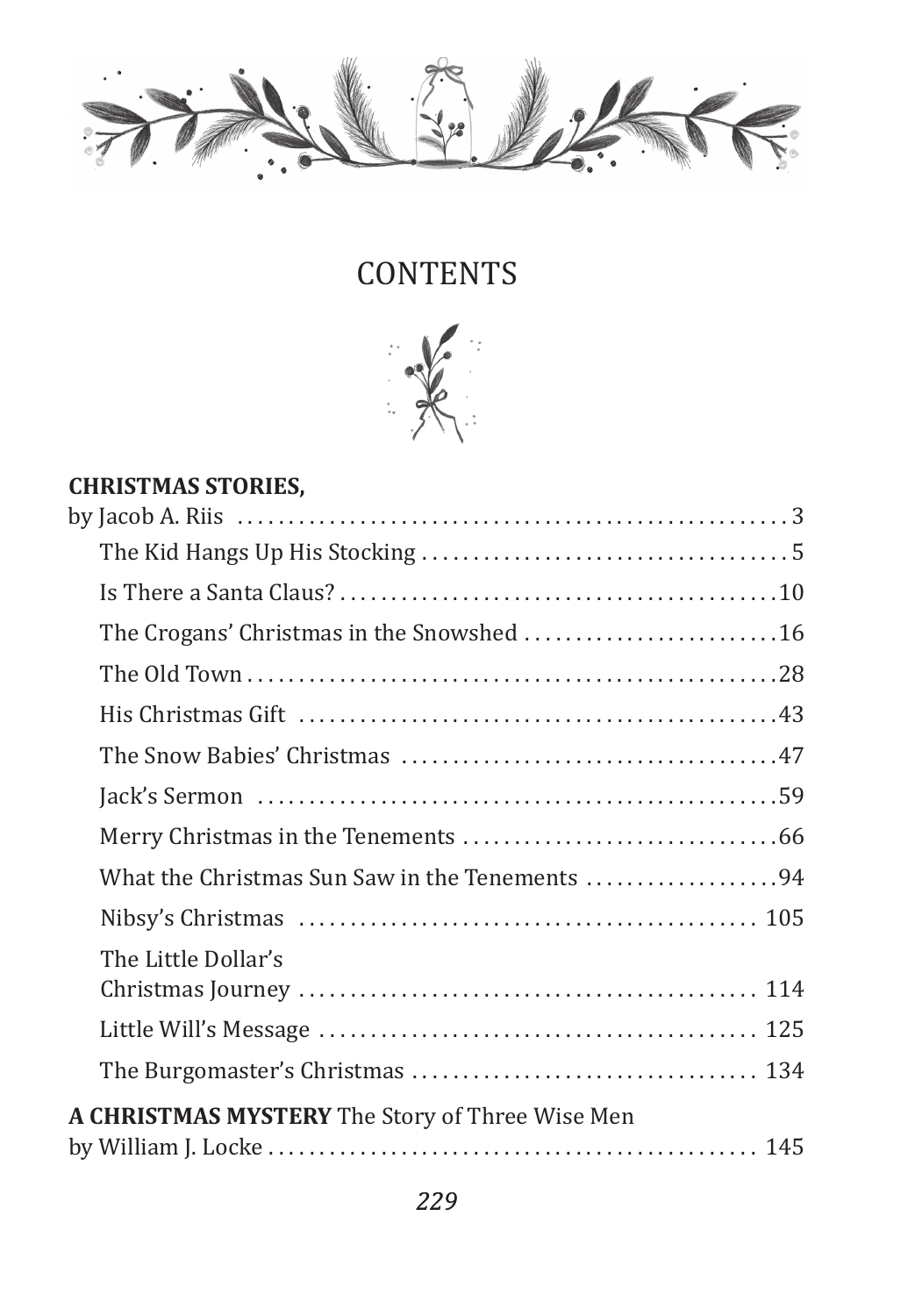# CONTENTS

**CHRISTMAS STORIES,**
by Jacob A. Riis ........ 3

- The Kid Hangs Up His Stocking ........ 5
- Is There a Santa Claus? ........ 10
- The Crogans' Christmas in the Snowshed ........ 16
- The Old Town ........ 28
- His Christmas Gift ........ 43
- The Snow Babies' Christmas ........ 47
- Jack's Sermon ........ 59
- Merry Christmas in the Tenements ........ 66
- What the Christmas Sun Saw in the Tenements ........ 94
- Nibsy's Christmas ........ 105
- The Little Dollar's Christmas Journey ........ 114
- Little Will's Message ........ 125
- The Burgomaster's Christmas ........ 134

**A CHRISTMAS MYSTERY** The Story of Three Wise Men
by William J. Locke ........ 145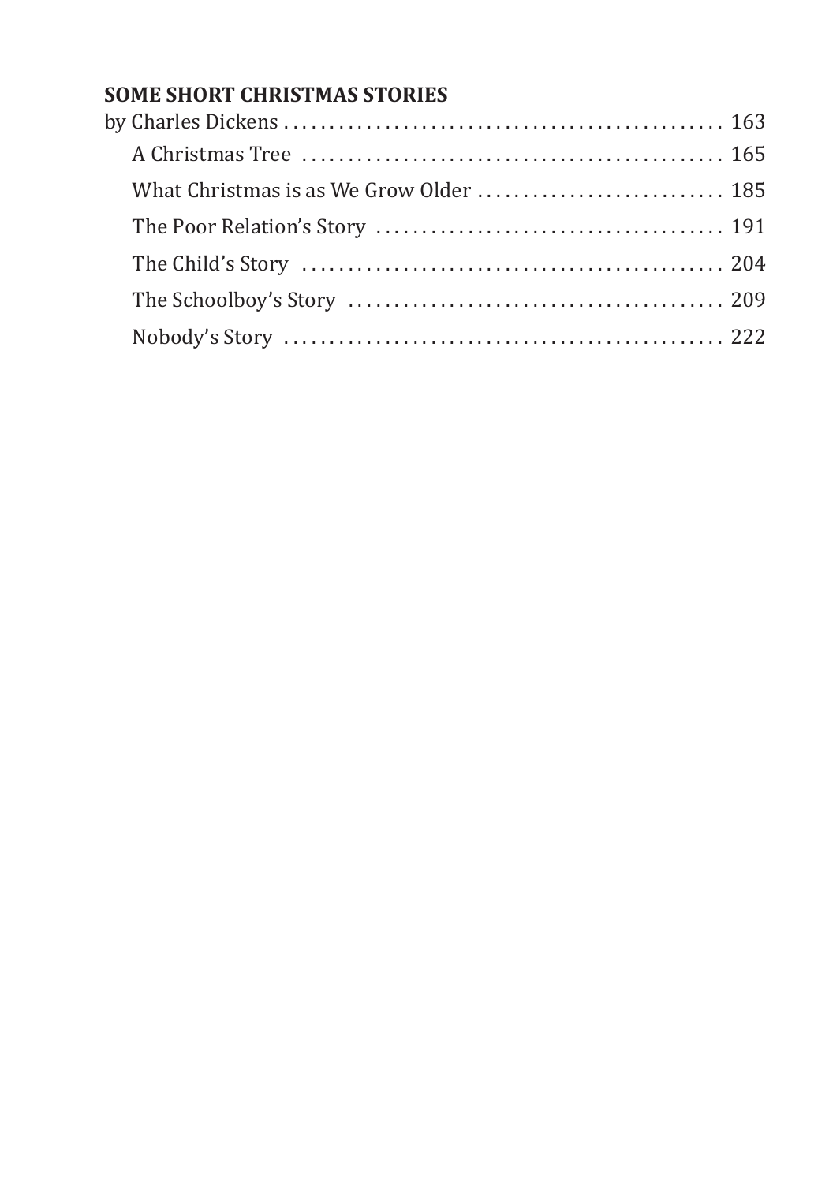**SOME SHORT CHRISTMAS STORIES**

by Charles Dickens ................................................ 163

- A Christmas Tree ............................................ 165
- What Christmas is as We Grow Older ........................... 185
- The Poor Relation's Story .................................... 191
- The Child's Story ............................................ 204
- The Schoolboy's Story ........................................ 209
- Nobody's Story ............................................... 222